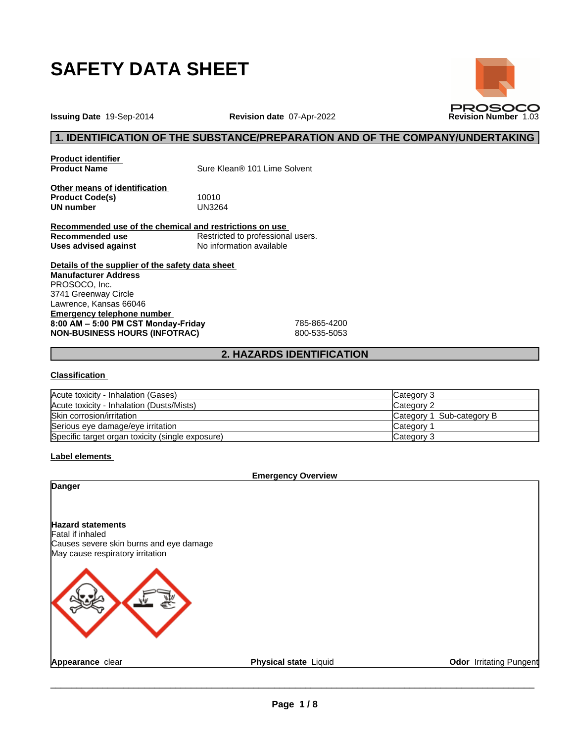# SAFETY DATA SHEET

PROSOCO

**Issuing Date** 19-Sep-2014 **Revision date** 07-Apr-2022 **Revision Number** 1.03

## 1. IDENTIFICATION OF THE SUBSTANCE/PREPARATION AND OF THE COMPANY/UNDERTAKING

**Product identifier**

**Product Name** Sure Klean® 101 Lime Solvent

**Other means of identification**

**Product Code(s)** 10010

**UN number** UN3264

**Recommended use of the chemical and restrictions on use**

**Recommended use** Restricted to professional users.

**Uses advised against** No information available

**Details of the supplier of the safety data sheet**

**Manufacturer Address**

PROSOCO, Inc.
3741 Greenway Circle
Lawrence, Kansas 66046

**Emergency telephone number**

**8:00 AM – 5:00 PM CST Monday-Friday** 785-865-4200

**NON-BUSINESS HOURS (INFOTRAC)** 800-535-5053

## 2. HAZARDS IDENTIFICATION

**Classification**

| | |
|---|---|
| Acute toxicity - Inhalation (Gases) | Category 3 |
| Acute toxicity - Inhalation (Dusts/Mists) | Category 2 |
| Skin corrosion/irritation | Category 1 Sub-category B |
| Serious eye damage/eye irritation | Category 1 |
| Specific target organ toxicity (single exposure) | Category 3 |

**Label elements**

**Emergency Overview**

**Danger**

**Hazard statements**

Fatal if inhaled
Causes severe skin burns and eye damage
May cause respiratory irritation

**Appearance** clear **Physical state** Liquid **Odor** Irritating Pungent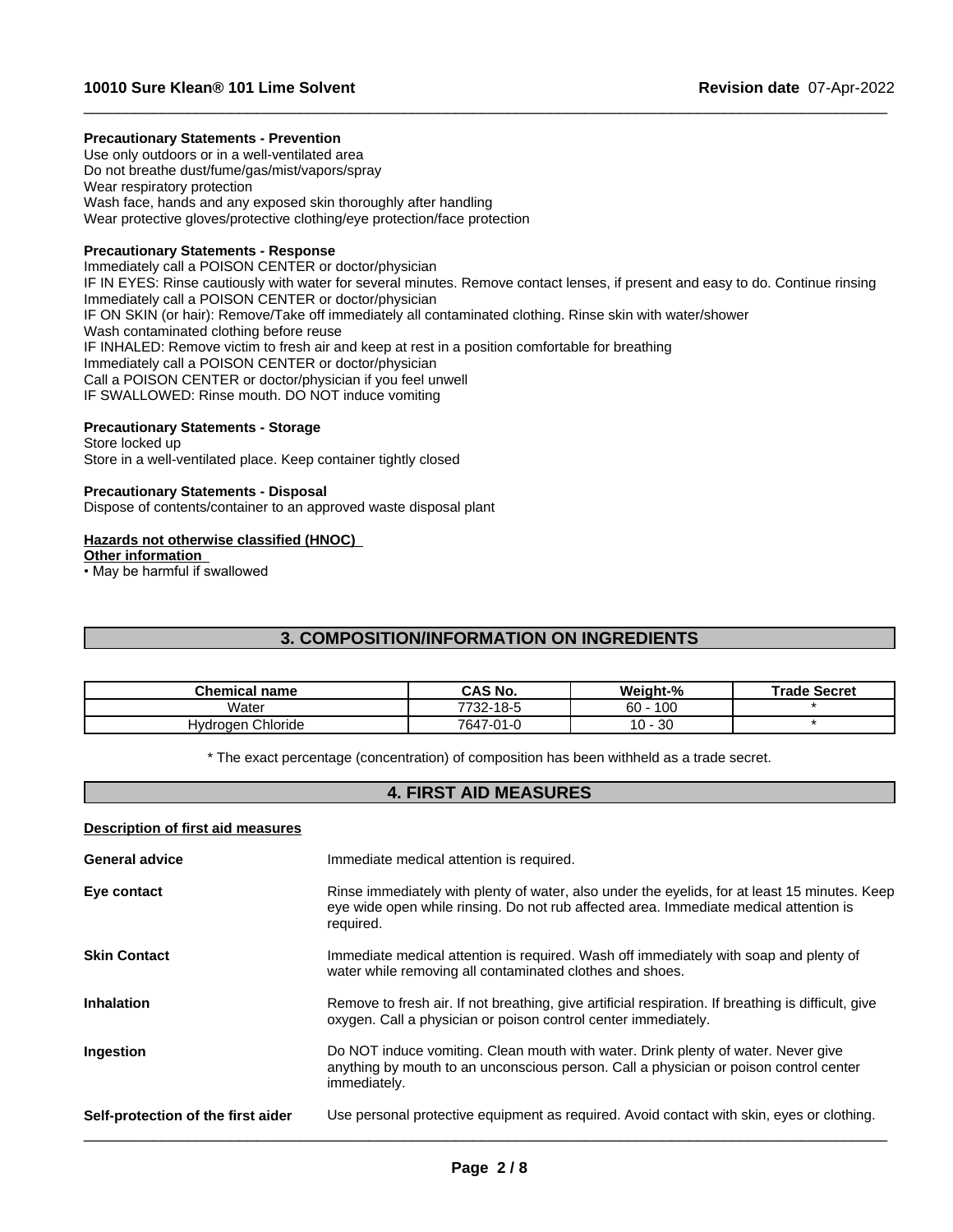**Precautionary Statements - Prevention**

Use only outdoors or in a well-ventilated area
Do not breathe dust/fume/gas/mist/vapors/spray
Wear respiratory protection
Wash face, hands and any exposed skin thoroughly after handling
Wear protective gloves/protective clothing/eye protection/face protection

**Precautionary Statements - Response**

Immediately call a POISON CENTER or doctor/physician
IF IN EYES: Rinse cautiously with water for several minutes. Remove contact lenses, if present and easy to do. Continue rinsing
Immediately call a POISON CENTER or doctor/physician
IF ON SKIN (or hair): Remove/Take off immediately all contaminated clothing. Rinse skin with water/shower
Wash contaminated clothing before reuse
IF INHALED: Remove victim to fresh air and keep at rest in a position comfortable for breathing
Immediately call a POISON CENTER or doctor/physician
Call a POISON CENTER or doctor/physician if you feel unwell
IF SWALLOWED: Rinse mouth. DO NOT induce vomiting

**Precautionary Statements - Storage**

Store locked up
Store in a well-ventilated place. Keep container tightly closed

**Precautionary Statements - Disposal**

Dispose of contents/container to an approved waste disposal plant

**Hazards not otherwise classified (HNOC)**

**Other information**

• May be harmful if swallowed

## 3. COMPOSITION/INFORMATION ON INGREDIENTS

| Chemical name | CAS No. | Weight-% | Trade Secret |
|---|---|---|---|
| Water | 7732-18-5 | 60 - 100 | * |
| Hydrogen Chloride | 7647-01-0 | 10 - 30 | * |

\* The exact percentage (concentration) of composition has been withheld as a trade secret.

## 4. FIRST AID MEASURES

**Description of first aid measures**

**General advice** — Immediate medical attention is required.

**Eye contact** — Rinse immediately with plenty of water, also under the eyelids, for at least 15 minutes. Keep eye wide open while rinsing. Do not rub affected area. Immediate medical attention is required.

**Skin Contact** — Immediate medical attention is required. Wash off immediately with soap and plenty of water while removing all contaminated clothes and shoes.

**Inhalation** — Remove to fresh air. If not breathing, give artificial respiration. If breathing is difficult, give oxygen. Call a physician or poison control center immediately.

**Ingestion** — Do NOT induce vomiting. Clean mouth with water. Drink plenty of water. Never give anything by mouth to an unconscious person. Call a physician or poison control center immediately.

**Self-protection of the first aider** — Use personal protective equipment as required. Avoid contact with skin, eyes or clothing.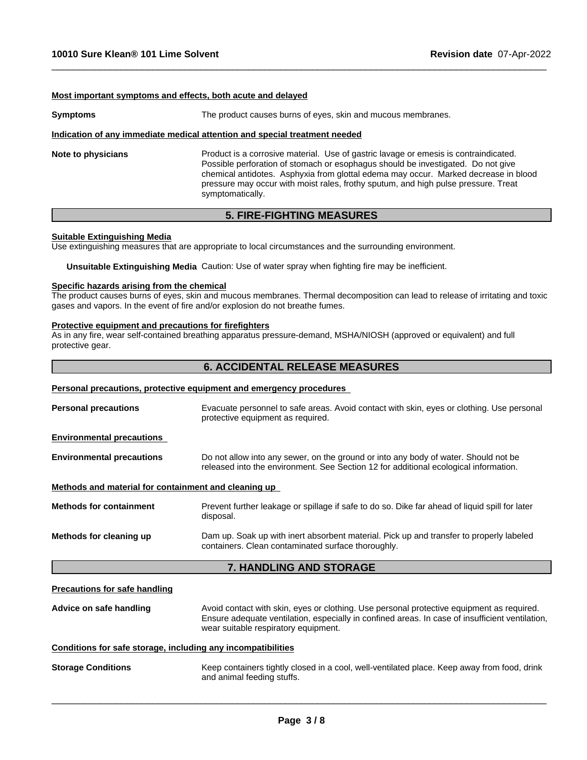**Most important symptoms and effects, both acute and delayed**

**Symptoms** The product causes burns of eyes, skin and mucous membranes.

**Indication of any immediate medical attention and special treatment needed**

**Note to physicians** Product is a corrosive material. Use of gastric lavage or emesis is contraindicated. Possible perforation of stomach or esophagus should be investigated. Do not give chemical antidotes. Asphyxia from glottal edema may occur. Marked decrease in blood pressure may occur with moist rales, frothy sputum, and high pulse pressure. Treat symptomatically.

## 5. FIRE-FIGHTING MEASURES

**Suitable Extinguishing Media**

Use extinguishing measures that are appropriate to local circumstances and the surrounding environment.

**Unsuitable Extinguishing Media** Caution: Use of water spray when fighting fire may be inefficient.

**Specific hazards arising from the chemical**

The product causes burns of eyes, skin and mucous membranes. Thermal decomposition can lead to release of irritating and toxic gases and vapors. In the event of fire and/or explosion do not breathe fumes.

**Protective equipment and precautions for firefighters**

As in any fire, wear self-contained breathing apparatus pressure-demand, MSHA/NIOSH (approved or equivalent) and full protective gear.

## 6. ACCIDENTAL RELEASE MEASURES

**Personal precautions, protective equipment and emergency procedures**

**Personal precautions** Evacuate personnel to safe areas. Avoid contact with skin, eyes or clothing. Use personal protective equipment as required.

**Environmental precautions**

**Environmental precautions** Do not allow into any sewer, on the ground or into any body of water. Should not be released into the environment. See Section 12 for additional ecological information.

**Methods and material for containment and cleaning up**

**Methods for containment** Prevent further leakage or spillage if safe to do so. Dike far ahead of liquid spill for later disposal.

**Methods for cleaning up** Dam up. Soak up with inert absorbent material. Pick up and transfer to properly labeled containers. Clean contaminated surface thoroughly.

## 7. HANDLING AND STORAGE

**Precautions for safe handling**

**Advice on safe handling** Avoid contact with skin, eyes or clothing. Use personal protective equipment as required. Ensure adequate ventilation, especially in confined areas. In case of insufficient ventilation, wear suitable respiratory equipment.

**Conditions for safe storage, including any incompatibilities**

**Storage Conditions** Keep containers tightly closed in a cool, well-ventilated place. Keep away from food, drink and animal feeding stuffs.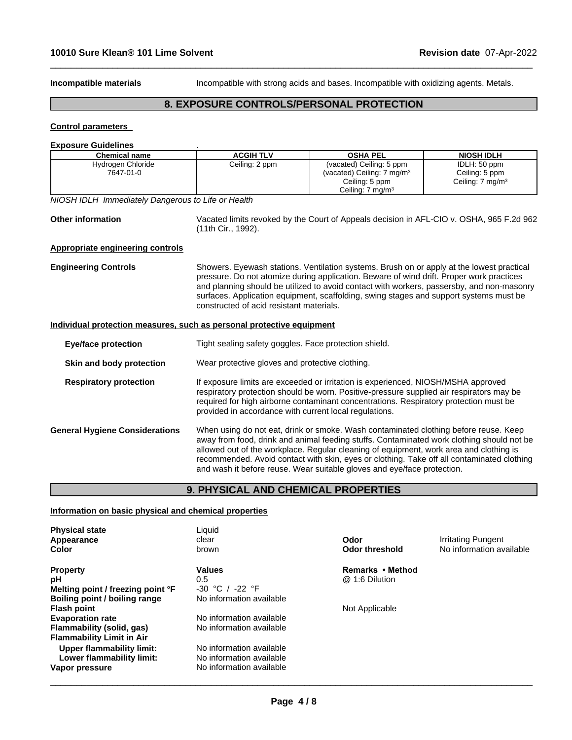**Incompatible materials** Incompatible with strong acids and bases. Incompatible with oxidizing agents. Metals.

## 8. EXPOSURE CONTROLS/PERSONAL PROTECTION

**Control parameters**

**Exposure Guidelines** .

| Chemical name | ACGIH TLV | OSHA PEL | NIOSH IDLH |
|---|---|---|---|
| Hydrogen Chloride 7647-01-0 | Ceiling: 2 ppm | (vacated) Ceiling: 5 ppm (vacated) Ceiling: 7 mg/m³ Ceiling: 5 ppm Ceiling: 7 mg/m³ | IDLH: 50 ppm Ceiling: 5 ppm Ceiling: 7 mg/m³ |

*NIOSH IDLH Immediately Dangerous to Life or Health*

**Other information** Vacated limits revoked by the Court of Appeals decision in AFL-CIO v. OSHA, 965 F.2d 962 (11th Cir., 1992).

**Appropriate engineering controls**

**Engineering Controls** Showers. Eyewash stations. Ventilation systems. Brush on or apply at the lowest practical pressure. Do not atomize during application. Beware of wind drift. Proper work practices and planning should be utilized to avoid contact with workers, passersby, and non-masonry surfaces. Application equipment, scaffolding, swing stages and support systems must be constructed of acid resistant materials.

**Individual protection measures, such as personal protective equipment**

**Eye/face protection** Tight sealing safety goggles. Face protection shield.

**Skin and body protection** Wear protective gloves and protective clothing.

**Respiratory protection** If exposure limits are exceeded or irritation is experienced, NIOSH/MSHA approved respiratory protection should be worn. Positive-pressure supplied air respirators may be required for high airborne contaminant concentrations. Respiratory protection must be provided in accordance with current local regulations.

**General Hygiene Considerations** When using do not eat, drink or smoke. Wash contaminated clothing before reuse. Keep away from food, drink and animal feeding stuffs. Contaminated work clothing should not be allowed out of the workplace. Regular cleaning of equipment, work area and clothing is recommended. Avoid contact with skin, eyes or clothing. Take off all contaminated clothing and wash it before reuse. Wear suitable gloves and eye/face protection.

## 9. PHYSICAL AND CHEMICAL PROPERTIES

**Information on basic physical and chemical properties**

**Physical state** Liquid
**Appearance** clear
**Color** brown
**Odor** Irritating Pungent
**Odor threshold** No information available

| Property | Values | Remarks • Method |
|---|---|---|
| **pH** | 0.5 | @ 1:6 Dilution |
| **Melting point / freezing point °F** | -30 °C / -22 °F | |
| **Boiling point / boiling range** | No information available | |
| **Flash point** | | Not Applicable |
| **Evaporation rate** | No information available | |
| **Flammability (solid, gas)** | No information available | |
| **Flammability Limit in Air** | | |
| **Upper flammability limit:** | No information available | |
| **Lower flammability limit:** | No information available | |
| **Vapor pressure** | No information available | |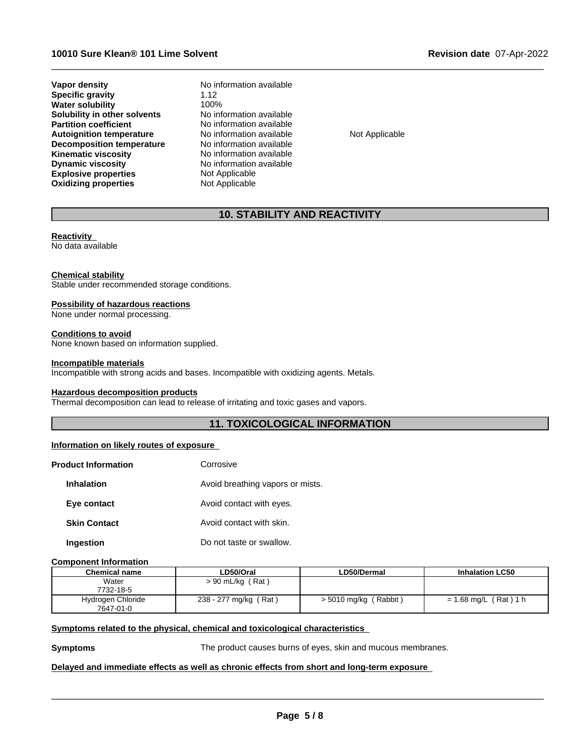| | | |
|---|---|---|
| **Vapor density** | No information available | |
| **Specific gravity** | 1.12 | |
| **Water solubility** | 100% | |
| **Solubility in other solvents** | No information available | |
| **Partition coefficient** | No information available | |
| **Autoignition temperature** | No information available | Not Applicable |
| **Decomposition temperature** | No information available | |
| **Kinematic viscosity** | No information available | |
| **Dynamic viscosity** | No information available | |
| **Explosive properties** | Not Applicable | |
| **Oxidizing properties** | Not Applicable | |

## 10. STABILITY AND REACTIVITY

**Reactivity**
No data available

**Chemical stability**
Stable under recommended storage conditions.

**Possibility of hazardous reactions**
None under normal processing.

**Conditions to avoid**
None known based on information supplied.

**Incompatible materials**
Incompatible with strong acids and bases. Incompatible with oxidizing agents. Metals.

**Hazardous decomposition products**
Thermal decomposition can lead to release of irritating and toxic gases and vapors.

## 11. TOXICOLOGICAL INFORMATION

**Information on likely routes of exposure**

**Product Information** Corrosive

**Inhalation** Avoid breathing vapors or mists.

**Eye contact** Avoid contact with eyes.

**Skin Contact** Avoid contact with skin.

**Ingestion** Do not taste or swallow.

**Component Information**

| Chemical name | LD50/Oral | LD50/Dermal | Inhalation LC50 |
|---|---|---|---|
| Water<br>7732-18-5 | > 90 mL/kg ( Rat ) | | |
| Hydrogen Chloride<br>7647-01-0 | 238 - 277 mg/kg ( Rat ) | > 5010 mg/kg ( Rabbit ) | = 1.68 mg/L ( Rat ) 1 h |

**Symptoms related to the physical, chemical and toxicological characteristics**

**Symptoms** The product causes burns of eyes, skin and mucous membranes.

**Delayed and immediate effects as well as chronic effects from short and long-term exposure**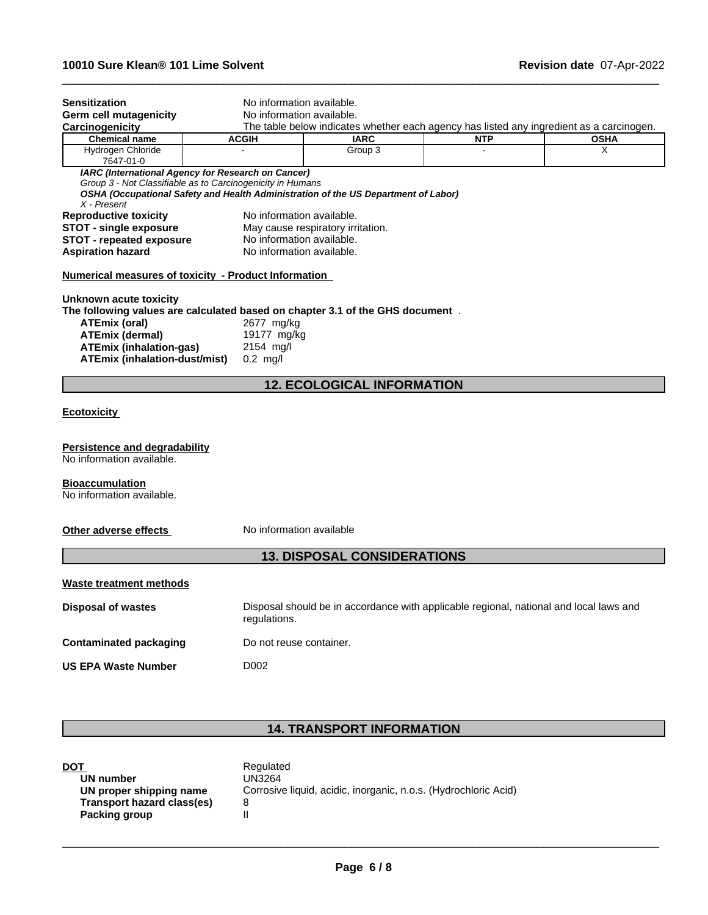**Sensitization** No information available.

**Germ cell mutagenicity** No information available.

**Carcinogenicity** The table below indicates whether each agency has listed any ingredient as a carcinogen.

| Chemical name | ACGIH | IARC | NTP | OSHA |
|---|---|---|---|---|
| Hydrogen Chloride 7647-01-0 | - | Group 3 | - | X |

***IARC (International Agency for Research on Cancer)***
*Group 3 - Not Classifiable as to Carcinogenicity in Humans*
***OSHA (Occupational Safety and Health Administration of the US Department of Labor)***
*X - Present*

**Reproductive toxicity** No information available.

**STOT - single exposure** May cause respiratory irritation.

**STOT - repeated exposure** No information available.

**Aspiration hazard** No information available.

**Numerical measures of toxicity - Product Information**

**Unknown acute toxicity**

**The following values are calculated based on chapter 3.1 of the GHS document** .

**ATEmix (oral)** 2677 mg/kg
**ATEmix (dermal)** 19177 mg/kg
**ATEmix (inhalation-gas)** 2154 mg/l
**ATEmix (inhalation-dust/mist)** 0.2 mg/l

## 12. ECOLOGICAL INFORMATION

**Ecotoxicity**

**Persistence and degradability**
No information available.

**Bioaccumulation**
No information available.

**Other adverse effects** No information available

## 13. DISPOSAL CONSIDERATIONS

**Waste treatment methods**

**Disposal of wastes** Disposal should be in accordance with applicable regional, national and local laws and regulations.

**Contaminated packaging** Do not reuse container.

**US EPA Waste Number** D002

## 14. TRANSPORT INFORMATION

**DOT** Regulated
**UN number** UN3264
**UN proper shipping name** Corrosive liquid, acidic, inorganic, n.o.s. (Hydrochloric Acid)
**Transport hazard class(es)** 8
**Packing group** II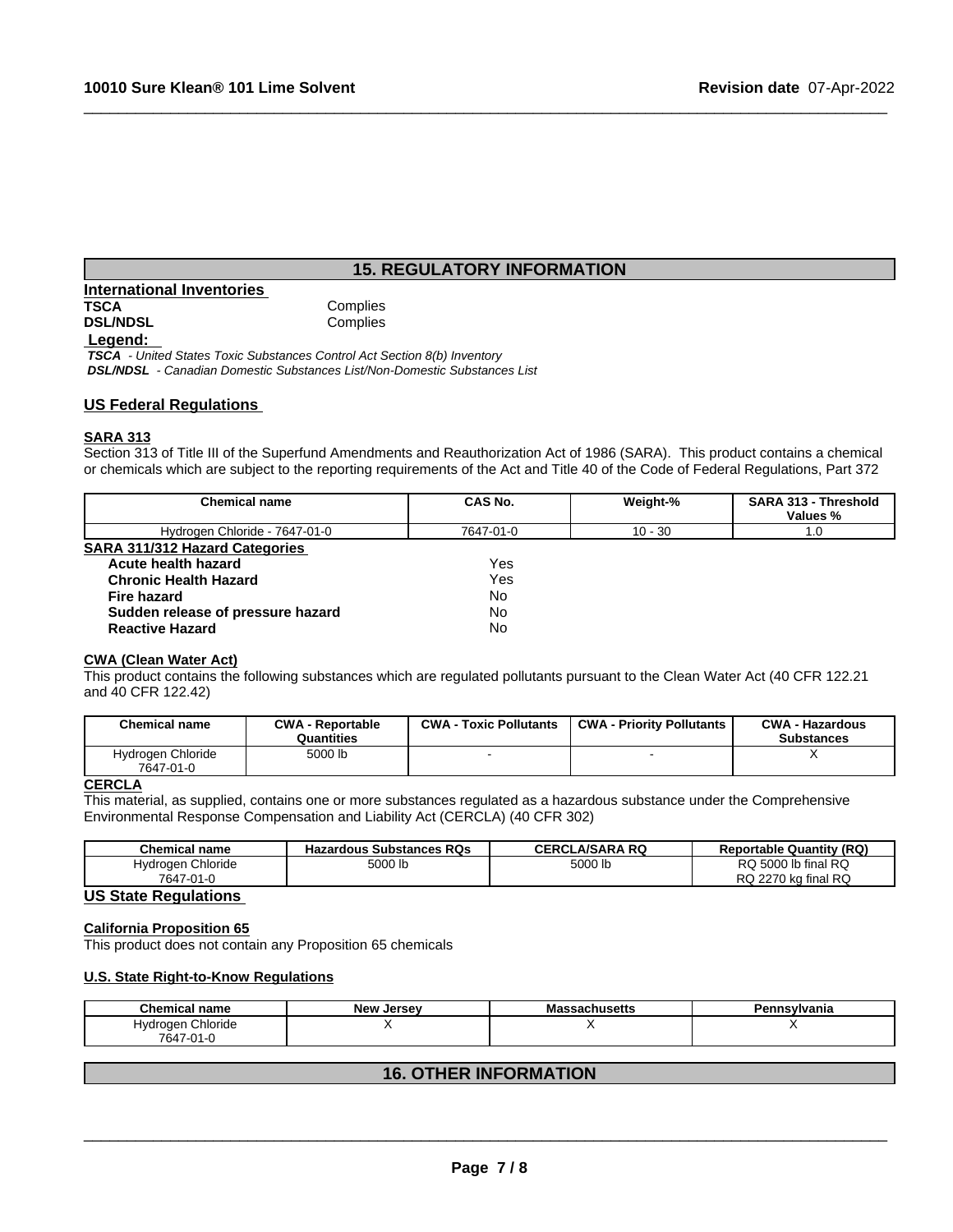## 15. REGULATORY INFORMATION

**International Inventories**

| | |
|---|---|
| **TSCA** | Complies |
| **DSL/NDSL** | Complies |

**Legend:**

***TSCA*** *- United States Toxic Substances Control Act Section 8(b) Inventory*
***DSL/NDSL*** *- Canadian Domestic Substances List/Non-Domestic Substances List*

### US Federal Regulations

**SARA 313**

Section 313 of Title III of the Superfund Amendments and Reauthorization Act of 1986 (SARA). This product contains a chemical or chemicals which are subject to the reporting requirements of the Act and Title 40 of the Code of Federal Regulations, Part 372

| Chemical name | CAS No. | Weight-% | SARA 313 - Threshold Values % |
|---|---|---|---|
| Hydrogen Chloride - 7647-01-0 | 7647-01-0 | 10 - 30 | 1.0 |

**SARA 311/312 Hazard Categories**

| | |
|---|---|
| **Acute health hazard** | Yes |
| **Chronic Health Hazard** | Yes |
| **Fire hazard** | No |
| **Sudden release of pressure hazard** | No |
| **Reactive Hazard** | No |

**CWA (Clean Water Act)**

This product contains the following substances which are regulated pollutants pursuant to the Clean Water Act (40 CFR 122.21 and 40 CFR 122.42)

| Chemical name | CWA - Reportable Quantities | CWA - Toxic Pollutants | CWA - Priority Pollutants | CWA - Hazardous Substances |
|---|---|---|---|---|
| Hydrogen Chloride 7647-01-0 | 5000 lb | - | - | X |

**CERCLA**

This material, as supplied, contains one or more substances regulated as a hazardous substance under the Comprehensive Environmental Response Compensation and Liability Act (CERCLA) (40 CFR 302)

| Chemical name | Hazardous Substances RQs | CERCLA/SARA RQ | Reportable Quantity (RQ) |
|---|---|---|---|
| Hydrogen Chloride 7647-01-0 | 5000 lb | 5000 lb | RQ 5000 lb final RQ RQ 2270 kg final RQ |

### US State Regulations

**California Proposition 65**

This product does not contain any Proposition 65 chemicals

**U.S. State Right-to-Know Regulations**

| Chemical name | New Jersey | Massachusetts | Pennsylvania |
|---|---|---|---|
| Hydrogen Chloride 7647-01-0 | X | X | X |

## 16. OTHER INFORMATION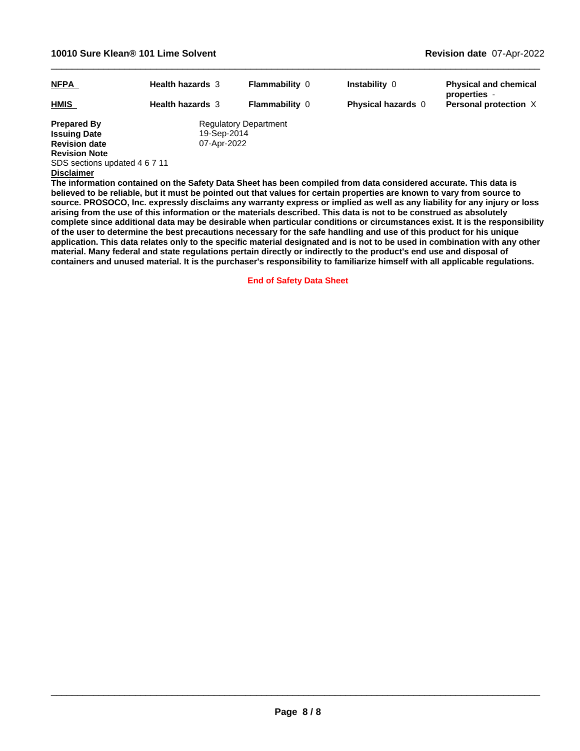| | | | | |
|---|---|---|---|---|
| **NFPA** | **Health hazards** 3 | **Flammability** 0 | **Instability** 0 | **Physical and chemical properties** - |
| **HMIS** | **Health hazards** 3 | **Flammability** 0 | **Physical hazards** 0 | **Personal protection** X |

**Prepared By** Regulatory Department
**Issuing Date** 19-Sep-2014
**Revision date** 07-Apr-2022
**Revision Note**
SDS sections updated 4 6 7 11

**Disclaimer**

**The information contained on the Safety Data Sheet has been compiled from data considered accurate. This data is believed to be reliable, but it must be pointed out that values for certain properties are known to vary from source to source. PROSOCO, Inc. expressly disclaims any warranty express or implied as well as any liability for any injury or loss arising from the use of this information or the materials described. This data is not to be construed as absolutely complete since additional data may be desirable when particular conditions or circumstances exist. It is the responsibility of the user to determine the best precautions necessary for the safe handling and use of this product for his unique application. This data relates only to the specific material designated and is not to be used in combination with any other material. Many federal and state regulations pertain directly or indirectly to the product's end use and disposal of containers and unused material. It is the purchaser's responsibility to familiarize himself with all applicable regulations.**

**End of Safety Data Sheet**